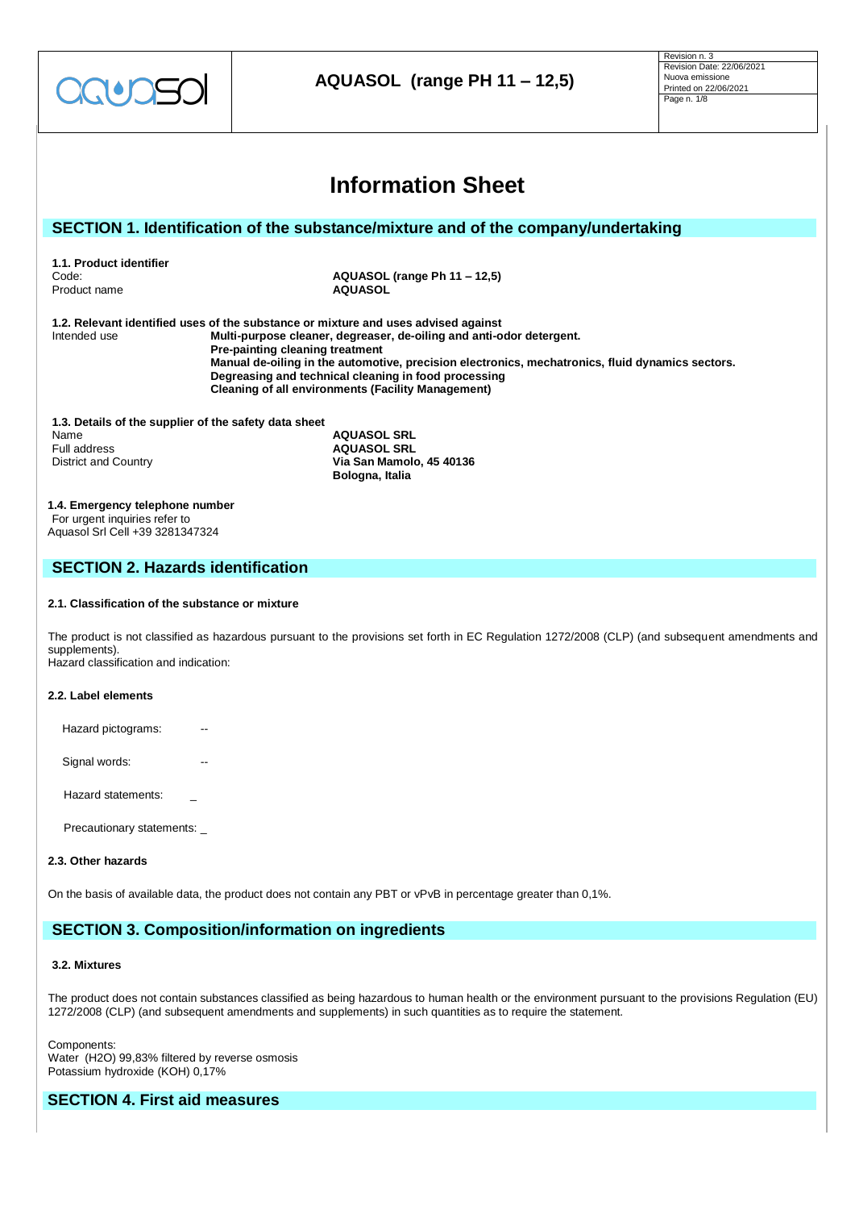# AQUASOL (range PH 11 – 12,5)

Revision n. 3
Revision Date: 22/06/2021
Nuova emissione
Printed on 22/06/2021

# Information Sheet

## SECTION 1. Identification of the substance/mixture and of the company/undertaking

**1.1. Product identifier**

Code: **AQUASOL (range Ph 11 – 12,5)**
Product name **AQUASOL**

**1.2. Relevant identified uses of the substance or mixture and uses advised against**

Intended use
**Multi-purpose cleaner, degreaser, de-oiling and anti-odor detergent.**
**Pre-painting cleaning treatment**
**Manual de-oiling in the automotive, precision electronics, mechatronics, fluid dynamics sectors.**
**Degreasing and technical cleaning in food processing**
**Cleaning of all environments (Facility Management)**

**1.3. Details of the supplier of the safety data sheet**

Name **AQUASOL SRL**
Full address **AQUASOL SRL**
District and Country **Via San Mamolo, 45 40136**
**Bologna, Italia**

**1.4. Emergency telephone number**

For urgent inquiries refer to
Aquasol Srl Cell +39 3281347324

## SECTION 2. Hazards identification

**2.1. Classification of the substance or mixture**

The product is not classified as hazardous pursuant to the provisions set forth in EC Regulation 1272/2008 (CLP) (and subsequent amendments and supplements).
Hazard classification and indication:

**2.2. Label elements**

Hazard pictograms: --

Signal words: --

Hazard statements: _

Precautionary statements: _

**2.3. Other hazards**

On the basis of available data, the product does not contain any PBT or vPvB in percentage greater than 0,1%.

## SECTION 3. Composition/information on ingredients

**3.2. Mixtures**

The product does not contain substances classified as being hazardous to human health or the environment pursuant to the provisions Regulation (EU) 1272/2008 (CLP) (and subsequent amendments and supplements) in such quantities as to require the statement.

Components:
Water ($H_2O$) 99,83% filtered by reverse osmosis
Potassium hydroxide (KOH) 0,17%

## SECTION 4. First aid measures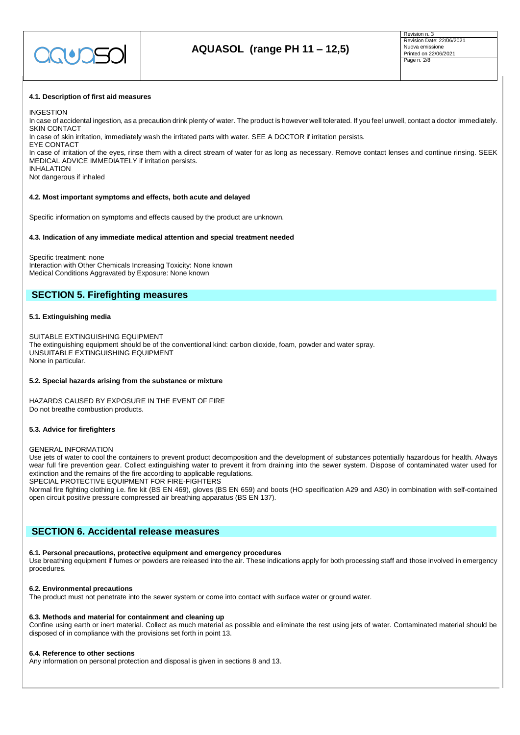#### 4.1. Description of first aid measures

INGESTION
In case of accidental ingestion, as a precaution drink plenty of water. The product is however well tolerated. If you feel unwell, contact a doctor immediately.
SKIN CONTACT
In case of skin irritation, immediately wash the irritated parts with water. SEE A DOCTOR if irritation persists.
EYE CONTACT
In case of irritation of the eyes, rinse them with a direct stream of water for as long as necessary. Remove contact lenses and continue rinsing. SEEK MEDICAL ADVICE IMMEDIATELY if irritation persists.
INHALATION
Not dangerous if inhaled

#### 4.2. Most important symptoms and effects, both acute and delayed

Specific information on symptoms and effects caused by the product are unknown.

#### 4.3. Indication of any immediate medical attention and special treatment needed

Specific treatment: none
Interaction with Other Chemicals Increasing Toxicity: None known
Medical Conditions Aggravated by Exposure: None known

## SECTION 5. Firefighting measures

#### 5.1. Extinguishing media

SUITABLE EXTINGUISHING EQUIPMENT
The extinguishing equipment should be of the conventional kind: carbon dioxide, foam, powder and water spray.
UNSUITABLE EXTINGUISHING EQUIPMENT
None in particular.

#### 5.2. Special hazards arising from the substance or mixture

HAZARDS CAUSED BY EXPOSURE IN THE EVENT OF FIRE
Do not breathe combustion products.

#### 5.3. Advice for firefighters

GENERAL INFORMATION
Use jets of water to cool the containers to prevent product decomposition and the development of substances potentially hazardous for health. Always wear full fire prevention gear. Collect extinguishing water to prevent it from draining into the sewer system. Dispose of contaminated water used for extinction and the remains of the fire according to applicable regulations.
SPECIAL PROTECTIVE EQUIPMENT FOR FIRE-FIGHTERS
Normal fire fighting clothing i.e. fire kit (BS EN 469), gloves (BS EN 659) and boots (HO specification A29 and A30) in combination with self-contained open circuit positive pressure compressed air breathing apparatus (BS EN 137).

## SECTION 6. Accidental release measures

#### 6.1. Personal precautions, protective equipment and emergency procedures

Use breathing equipment if fumes or powders are released into the air. These indications apply for both processing staff and those involved in emergency procedures.

#### 6.2. Environmental precautions

The product must not penetrate into the sewer system or come into contact with surface water or ground water.

#### 6.3. Methods and material for containment and cleaning up

Confine using earth or inert material. Collect as much material as possible and eliminate the rest using jets of water. Contaminated material should be disposed of in compliance with the provisions set forth in point 13.

#### 6.4. Reference to other sections

Any information on personal protection and disposal is given in sections 8 and 13.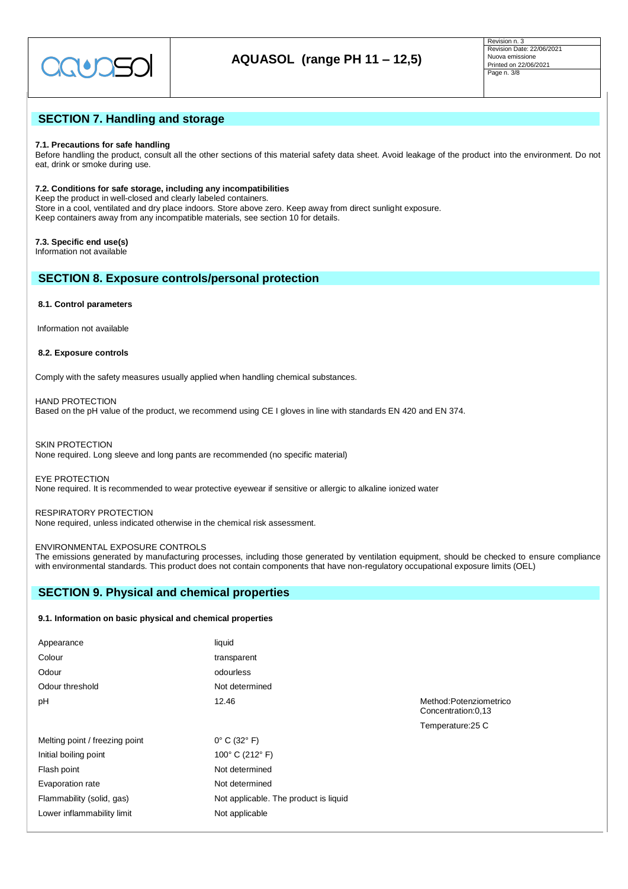## SECTION 7. Handling and storage

**7.1. Precautions for safe handling**

Before handling the product, consult all the other sections of this material safety data sheet. Avoid leakage of the product into the environment. Do not eat, drink or smoke during use.

**7.2. Conditions for safe storage, including any incompatibilities**

Keep the product in well-closed and clearly labeled containers.
Store in a cool, ventilated and dry place indoors. Store above zero. Keep away from direct sunlight exposure.
Keep containers away from any incompatible materials, see section 10 for details.

**7.3. Specific end use(s)**

Information not available

## SECTION 8. Exposure controls/personal protection

**8.1. Control parameters**

Information not available

**8.2. Exposure controls**

Comply with the safety measures usually applied when handling chemical substances.

HAND PROTECTION
Based on the pH value of the product, we recommend using CE I gloves in line with standards EN 420 and EN 374.

SKIN PROTECTION
None required. Long sleeve and long pants are recommended (no specific material)

EYE PROTECTION
None required. It is recommended to wear protective eyewear if sensitive or allergic to alkaline ionized water

RESPIRATORY PROTECTION
None required, unless indicated otherwise in the chemical risk assessment.

ENVIRONMENTAL EXPOSURE CONTROLS
The emissions generated by manufacturing processes, including those generated by ventilation equipment, should be checked to ensure compliance with environmental standards. This product does not contain components that have non-regulatory occupational exposure limits (OEL)

## SECTION 9. Physical and chemical properties

**9.1. Information on basic physical and chemical properties**

| | | |
|---|---|---|
| Appearance | liquid | |
| Colour | transparent | |
| Odour | odourless | |
| Odour threshold | Not determined | |
| pH | 12.46 | Method:Potenziometrico<br>Concentration:0,13<br>Temperature:25 C |
| Melting point / freezing point | 0° C (32° F) | |
| Initial boiling point | 100° C (212° F) | |
| Flash point | Not determined | |
| Evaporation rate | Not determined | |
| Flammability (solid, gas) | Not applicable. The product is liquid | |
| Lower inflammability limit | Not applicable | |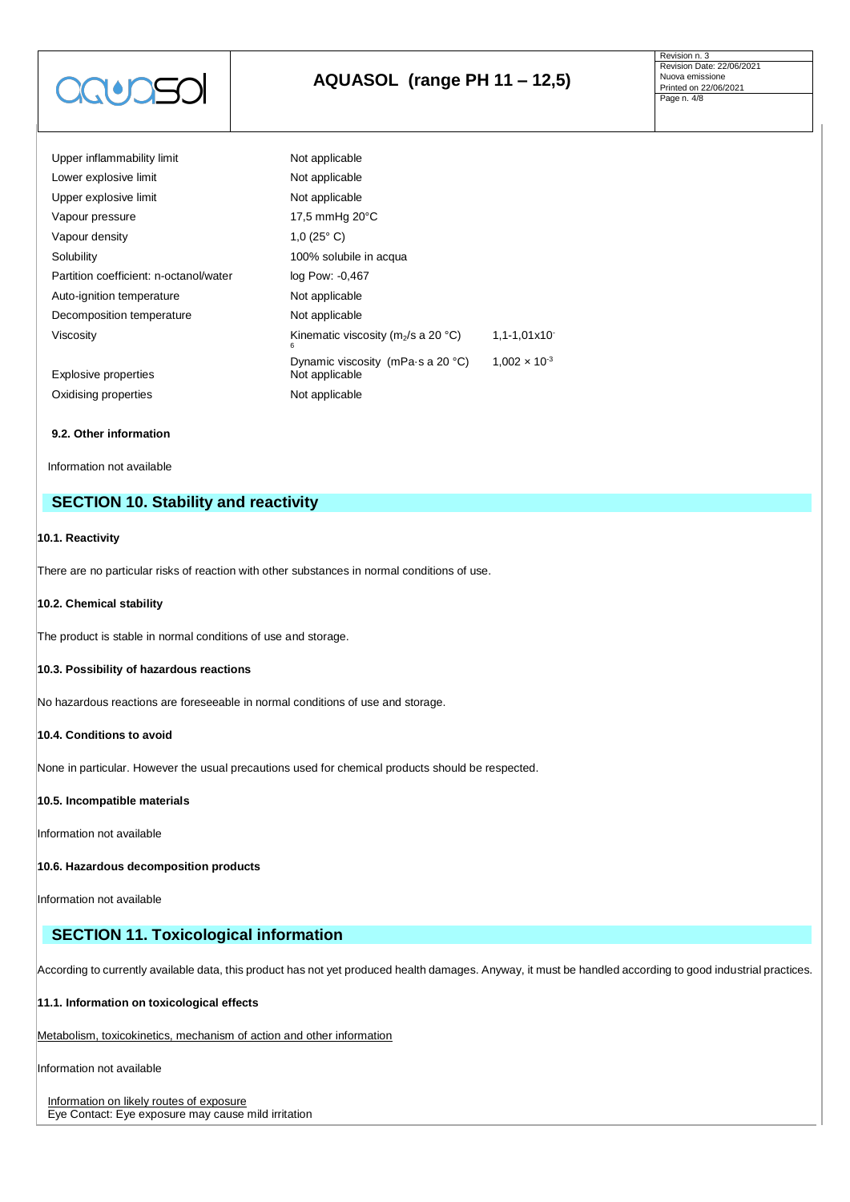| | | |
|---|---|---|
| Upper inflammability limit | Not applicable | |
| Lower explosive limit | Not applicable | |
| Upper explosive limit | Not applicable | |
| Vapour pressure | 17,5 mmHg 20°C | |
| Vapour density | 1,0 (25° C) | |
| Solubility | 100% solubile in acqua | |
| Partition coefficient: n-octanol/water | log Pow: -0,467 | |
| Auto-ignition temperature | Not applicable | |
| Decomposition temperature | Not applicable | |
| Viscosity | Kinematic viscosity ($m_2$/s a 20 °C) | $1,1\text{-}1,01 \times 10^{-6}$ |
| | Dynamic viscosity (mPa·s a 20 °C) | $1,002 \times 10^{-3}$ |
| Explosive properties | Not applicable | |
| Oxidising properties | Not applicable | |

#### 9.2. Other information

Information not available

## SECTION 10. Stability and reactivity

#### 10.1. Reactivity

There are no particular risks of reaction with other substances in normal conditions of use.

#### 10.2. Chemical stability

The product is stable in normal conditions of use and storage.

#### 10.3. Possibility of hazardous reactions

No hazardous reactions are foreseeable in normal conditions of use and storage.

#### 10.4. Conditions to avoid

None in particular. However the usual precautions used for chemical products should be respected.

#### 10.5. Incompatible materials

Information not available

#### 10.6. Hazardous decomposition products

Information not available

## SECTION 11. Toxicological information

According to currently available data, this product has not yet produced health damages. Anyway, it must be handled according to good industrial practices.

#### 11.1. Information on toxicological effects

Metabolism, toxicokinetics, mechanism of action and other information

Information not available

Information on likely routes of exposure
Eye Contact: Eye exposure may cause mild irritation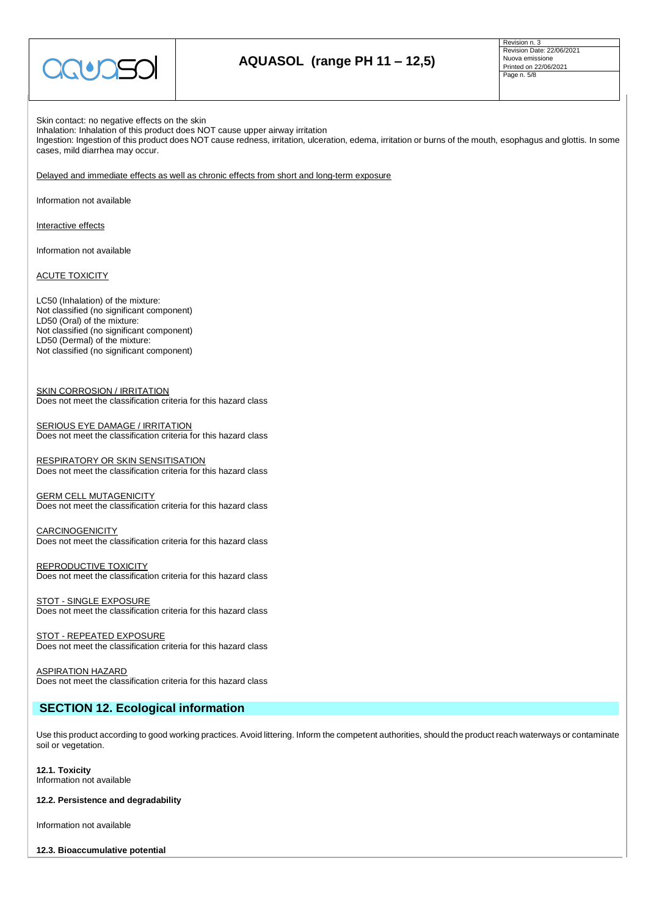Skin contact: no negative effects on the skin
Inhalation: Inhalation of this product does NOT cause upper airway irritation
Ingestion: Ingestion of this product does NOT cause redness, irritation, ulceration, edema, irritation or burns of the mouth, esophagus and glottis. In some cases, mild diarrhea may occur.

Delayed and immediate effects as well as chronic effects from short and long-term exposure

Information not available

Interactive effects

Information not available

ACUTE TOXICITY

LC50 (Inhalation) of the mixture:
Not classified (no significant component)
LD50 (Oral) of the mixture:
Not classified (no significant component)
LD50 (Dermal) of the mixture:
Not classified (no significant component)

SKIN CORROSION / IRRITATION
Does not meet the classification criteria for this hazard class

SERIOUS EYE DAMAGE / IRRITATION
Does not meet the classification criteria for this hazard class

RESPIRATORY OR SKIN SENSITISATION
Does not meet the classification criteria for this hazard class

GERM CELL MUTAGENICITY
Does not meet the classification criteria for this hazard class

CARCINOGENICITY
Does not meet the classification criteria for this hazard class

REPRODUCTIVE TOXICITY
Does not meet the classification criteria for this hazard class

STOT - SINGLE EXPOSURE
Does not meet the classification criteria for this hazard class

STOT - REPEATED EXPOSURE
Does not meet the classification criteria for this hazard class

ASPIRATION HAZARD
Does not meet the classification criteria for this hazard class

## SECTION 12. Ecological information

Use this product according to good working practices. Avoid littering. Inform the competent authorities, should the product reach waterways or contaminate soil or vegetation.

**12.1. Toxicity**
Information not available

**12.2. Persistence and degradability**

Information not available

**12.3. Bioaccumulative potential**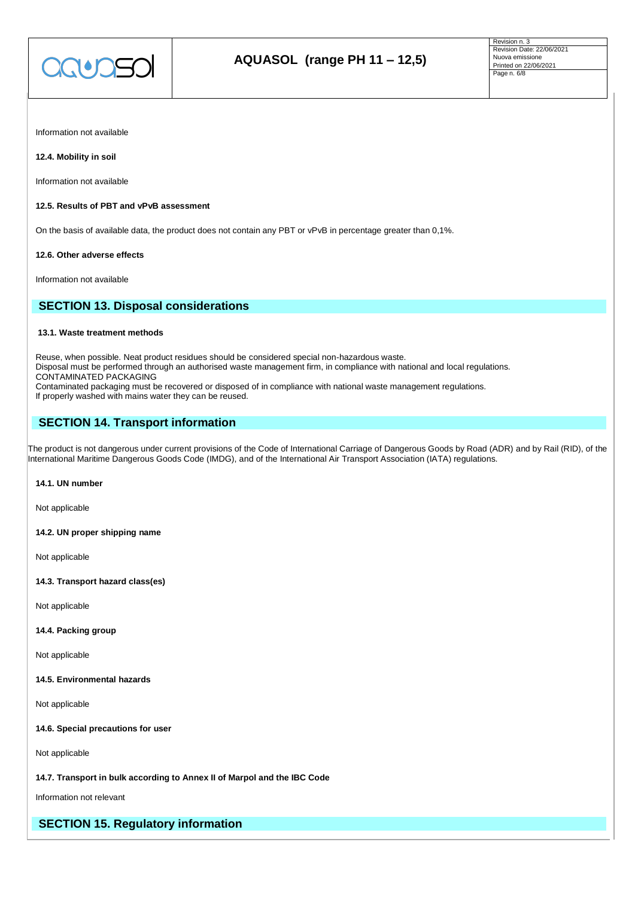Information not available

**12.4. Mobility in soil**

Information not available

**12.5. Results of PBT and vPvB assessment**

On the basis of available data, the product does not contain any PBT or vPvB in percentage greater than 0,1%.

**12.6. Other adverse effects**

Information not available

## SECTION 13. Disposal considerations

**13.1. Waste treatment methods**

Reuse, when possible. Neat product residues should be considered special non-hazardous waste.
Disposal must be performed through an authorised waste management firm, in compliance with national and local regulations.
CONTAMINATED PACKAGING
Contaminated packaging must be recovered or disposed of in compliance with national waste management regulations.
If properly washed with mains water they can be reused.

## SECTION 14. Transport information

The product is not dangerous under current provisions of the Code of International Carriage of Dangerous Goods by Road (ADR) and by Rail (RID), of the International Maritime Dangerous Goods Code (IMDG), and of the International Air Transport Association (IATA) regulations.

**14.1. UN number**

Not applicable

**14.2. UN proper shipping name**

Not applicable

**14.3. Transport hazard class(es)**

Not applicable

**14.4. Packing group**

Not applicable

**14.5. Environmental hazards**

Not applicable

**14.6. Special precautions for user**

Not applicable

**14.7. Transport in bulk according to Annex II of Marpol and the IBC Code**

Information not relevant

## SECTION 15. Regulatory information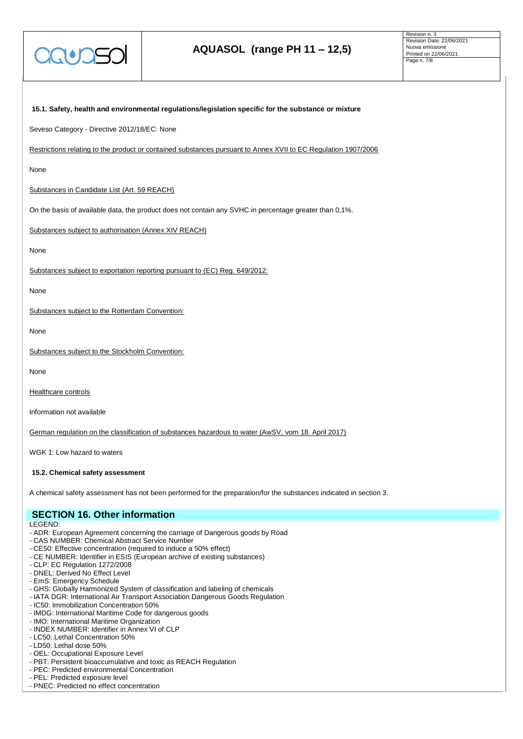### 15.1. Safety, health and environmental regulations/legislation specific for the substance or mixture

Seveso Category - Directive 2012/18/EC: None

Restrictions relating to the product or contained substances pursuant to Annex XVII to EC Regulation 1907/2006

None

Substances in Candidate List (Art. 59 REACH)

On the basis of available data, the product does not contain any SVHC in percentage greater than 0,1%.

Substances subject to authorisation (Annex XIV REACH)

None

Substances subject to exportation reporting pursuant to (EC) Reg. 649/2012:

None

Substances subject to the Rotterdam Convention:

None

Substances subject to the Stockholm Convention:

None

Healthcare controls

Information not available

German regulation on the classification of substances hazardous to water (AwSV, vom 18. April 2017)

WGK 1: Low hazard to waters

### 15.2. Chemical safety assessment

A chemical safety assessment has not been performed for the preparation/for the substances indicated in section 3.

## SECTION 16. Other information

LEGEND:

- ADR: European Agreement concerning the carriage of Dangerous goods by Road
- CAS NUMBER: Chemical Abstract Service Number
- CE50: Effective concentration (required to induce a 50% effect)
- CE NUMBER: Identifier in ESIS (European archive of existing substances)
- CLP: EC Regulation 1272/2008
- DNEL: Derived No Effect Level
- EmS: Emergency Schedule
- GHS: Globally Harmonized System of classification and labeling of chemicals
- IATA DGR: International Air Transport Association Dangerous Goods Regulation
- IC50: Immobilization Concentration 50%
- IMDG: International Maritime Code for dangerous goods
- IMO: International Maritime Organization
- INDEX NUMBER: Identifier in Annex VI of CLP
- LC50: Lethal Concentration 50%
- LD50: Lethal dose 50%
- OEL: Occupational Exposure Level
- PBT: Persistent bioaccumulative and toxic as REACH Regulation
- PEC: Predicted environmental Concentration
- PEL: Predicted exposure level
- PNEC: Predicted no effect concentration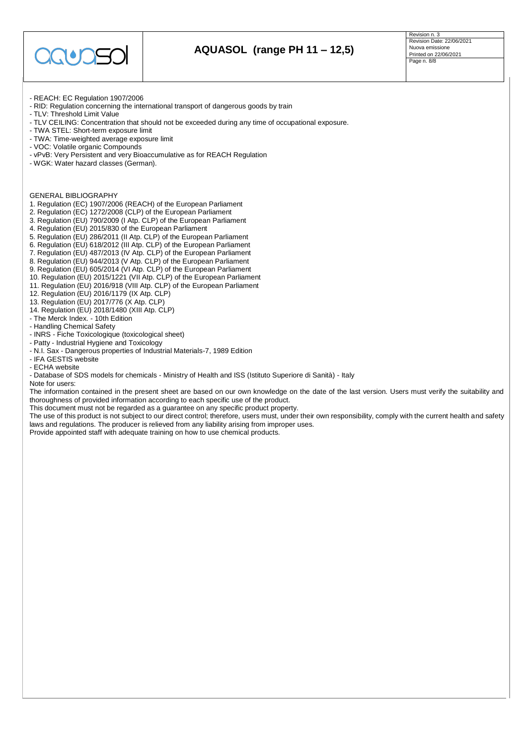- REACH: EC Regulation 1907/2006
- RID: Regulation concerning the international transport of dangerous goods by train
- TLV: Threshold Limit Value
- TLV CEILING: Concentration that should not be exceeded during any time of occupational exposure.
- TWA STEL: Short-term exposure limit
- TWA: Time-weighted average exposure limit
- VOC: Volatile organic Compounds
- vPvB: Very Persistent and very Bioaccumulative as for REACH Regulation
- WGK: Water hazard classes (German).

GENERAL BIBLIOGRAPHY

1. Regulation (EC) 1907/2006 (REACH) of the European Parliament
2. Regulation (EC) 1272/2008 (CLP) of the European Parliament
3. Regulation (EU) 790/2009 (I Atp. CLP) of the European Parliament
4. Regulation (EU) 2015/830 of the European Parliament
5. Regulation (EU) 286/2011 (II Atp. CLP) of the European Parliament
6. Regulation (EU) 618/2012 (III Atp. CLP) of the European Parliament
7. Regulation (EU) 487/2013 (IV Atp. CLP) of the European Parliament
8. Regulation (EU) 944/2013 (V Atp. CLP) of the European Parliament
9. Regulation (EU) 605/2014 (VI Atp. CLP) of the European Parliament
10. Regulation (EU) 2015/1221 (VII Atp. CLP) of the European Parliament
11. Regulation (EU) 2016/918 (VIII Atp. CLP) of the European Parliament
12. Regulation (EU) 2016/1179 (IX Atp. CLP)
13. Regulation (EU) 2017/776 (X Atp. CLP)
14. Regulation (EU) 2018/1480 (XIII Atp. CLP)

- The Merck Index. - 10th Edition
- Handling Chemical Safety
- INRS - Fiche Toxicologique (toxicological sheet)
- Patty - Industrial Hygiene and Toxicology
- N.I. Sax - Dangerous properties of Industrial Materials-7, 1989 Edition
- IFA GESTIS website
- ECHA website
- Database of SDS models for chemicals - Ministry of Health and ISS (Istituto Superiore di Sanità) - Italy

Note for users:

The information contained in the present sheet are based on our own knowledge on the date of the last version. Users must verify the suitability and thoroughness of provided information according to each specific use of the product.

This document must not be regarded as a guarantee on any specific product property.

The use of this product is not subject to our direct control; therefore, users must, under their own responsibility, comply with the current health and safety laws and regulations. The producer is relieved from any liability arising from improper uses.

Provide appointed staff with adequate training on how to use chemical products.